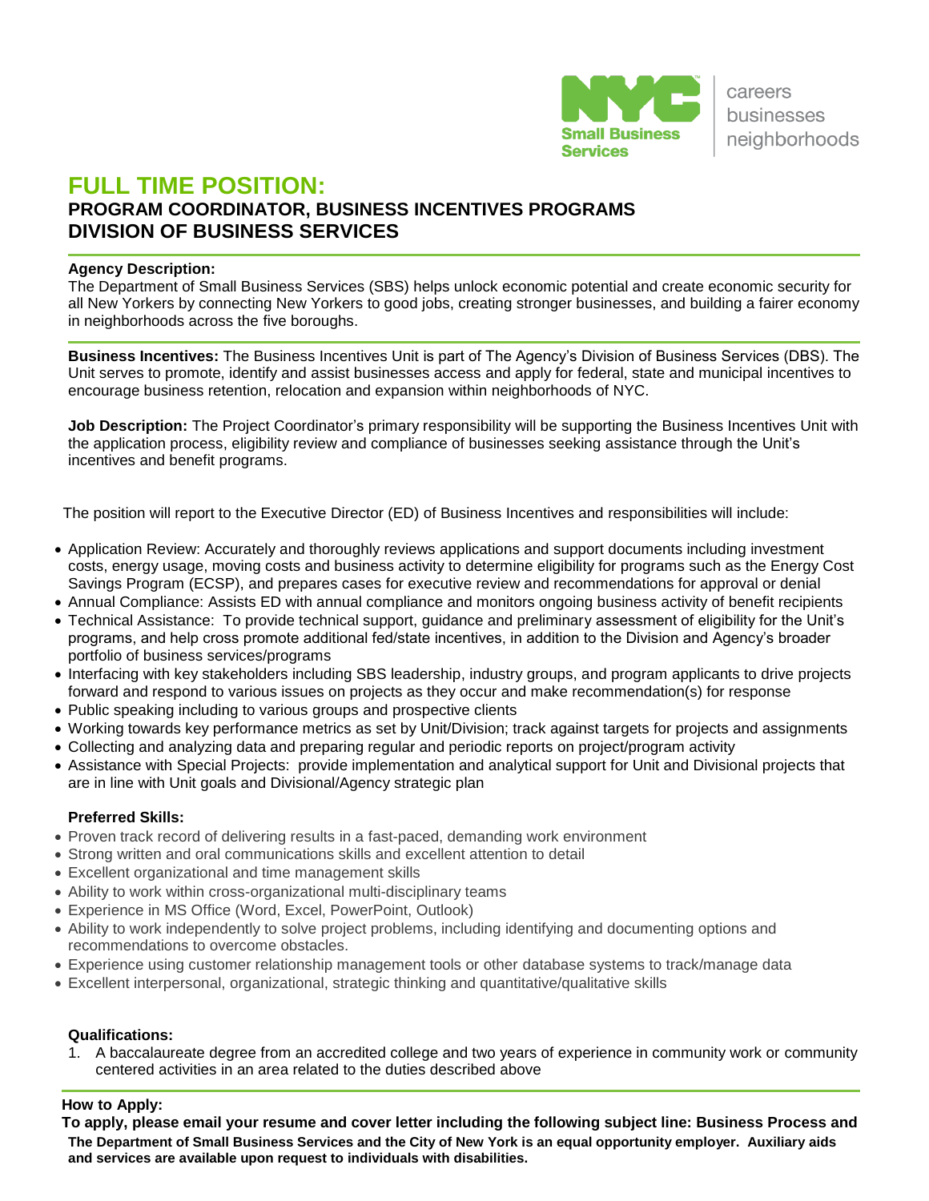NYC Small Business Services

careers
businesses
neighborhoods

# FULL TIME POSITION:

## PROGRAM COORDINATOR, BUSINESS INCENTIVES PROGRAMS
## DIVISION OF BUSINESS SERVICES

**Agency Description:**
The Department of Small Business Services (SBS) helps unlock economic potential and create economic security for all New Yorkers by connecting New Yorkers to good jobs, creating stronger businesses, and building a fairer economy in neighborhoods across the five boroughs.

**Business Incentives:** The Business Incentives Unit is part of The Agency's Division of Business Services (DBS). The Unit serves to promote, identify and assist businesses access and apply for federal, state and municipal incentives to encourage business retention, relocation and expansion within neighborhoods of NYC.

**Job Description:** The Project Coordinator's primary responsibility will be supporting the Business Incentives Unit with the application process, eligibility review and compliance of businesses seeking assistance through the Unit's incentives and benefit programs.

The position will report to the Executive Director (ED) of Business Incentives and responsibilities will include:

- Application Review: Accurately and thoroughly reviews applications and support documents including investment costs, energy usage, moving costs and business activity to determine eligibility for programs such as the Energy Cost Savings Program (ECSP), and prepares cases for executive review and recommendations for approval or denial
- Annual Compliance: Assists ED with annual compliance and monitors ongoing business activity of benefit recipients
- Technical Assistance: To provide technical support, guidance and preliminary assessment of eligibility for the Unit's programs, and help cross promote additional fed/state incentives, in addition to the Division and Agency's broader portfolio of business services/programs
- Interfacing with key stakeholders including SBS leadership, industry groups, and program applicants to drive projects forward and respond to various issues on projects as they occur and make recommendation(s) for response
- Public speaking including to various groups and prospective clients
- Working towards key performance metrics as set by Unit/Division; track against targets for projects and assignments
- Collecting and analyzing data and preparing regular and periodic reports on project/program activity
- Assistance with Special Projects: provide implementation and analytical support for Unit and Divisional projects that are in line with Unit goals and Divisional/Agency strategic plan

**Preferred Skills:**

- Proven track record of delivering results in a fast-paced, demanding work environment
- Strong written and oral communications skills and excellent attention to detail
- Excellent organizational and time management skills
- Ability to work within cross-organizational multi-disciplinary teams
- Experience in MS Office (Word, Excel, PowerPoint, Outlook)
- Ability to work independently to solve project problems, including identifying and documenting options and recommendations to overcome obstacles.
- Experience using customer relationship management tools or other database systems to track/manage data
- Excellent interpersonal, organizational, strategic thinking and quantitative/qualitative skills

**Qualifications:**

1. A baccalaureate degree from an accredited college and two years of experience in community work or community centered activities in an area related to the duties described above

**How to Apply:**

**To apply, please email your resume and cover letter including the following subject line: Business Process and**

**The Department of Small Business Services and the City of New York is an equal opportunity employer. Auxiliary aids and services are available upon request to individuals with disabilities.**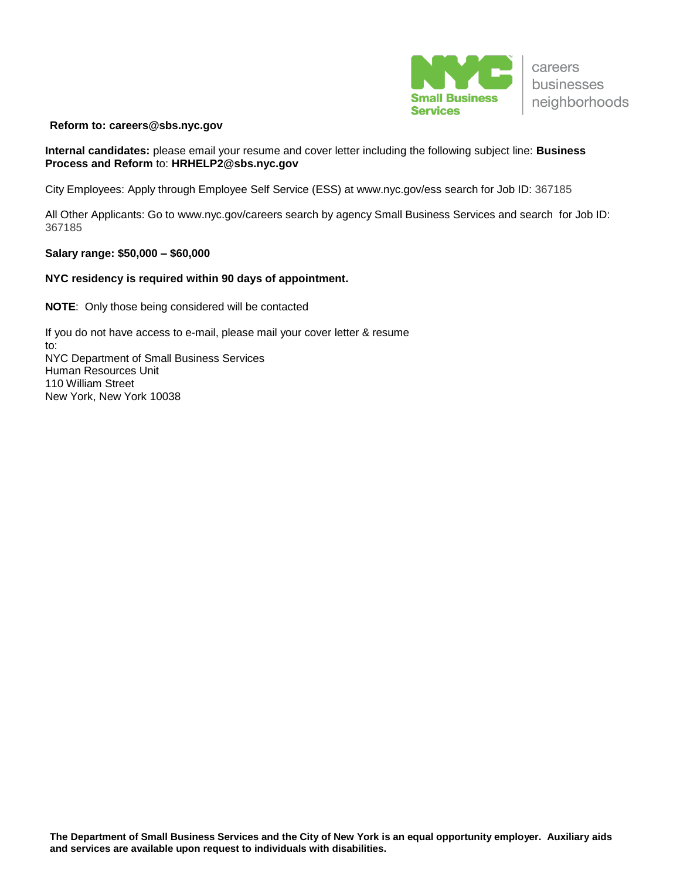**Reform to: careers@sbs.nyc.gov**

**Internal candidates:** please email your resume and cover letter including the following subject line: **Business Process and Reform** to: **HRHELP2@sbs.nyc.gov**

City Employees: Apply through Employee Self Service (ESS) at www.nyc.gov/ess search for Job ID: 367185

All Other Applicants: Go to www.nyc.gov/careers search by agency Small Business Services and search for Job ID: 367185

**Salary range: $50,000 – $60,000**

**NYC residency is required within 90 days of appointment.**

**NOTE**: Only those being considered will be contacted

If you do not have access to e-mail, please mail your cover letter & resume to:
NYC Department of Small Business Services
Human Resources Unit
110 William Street
New York, New York 10038

**The Department of Small Business Services and the City of New York is an equal opportunity employer. Auxiliary aids and services are available upon request to individuals with disabilities.**